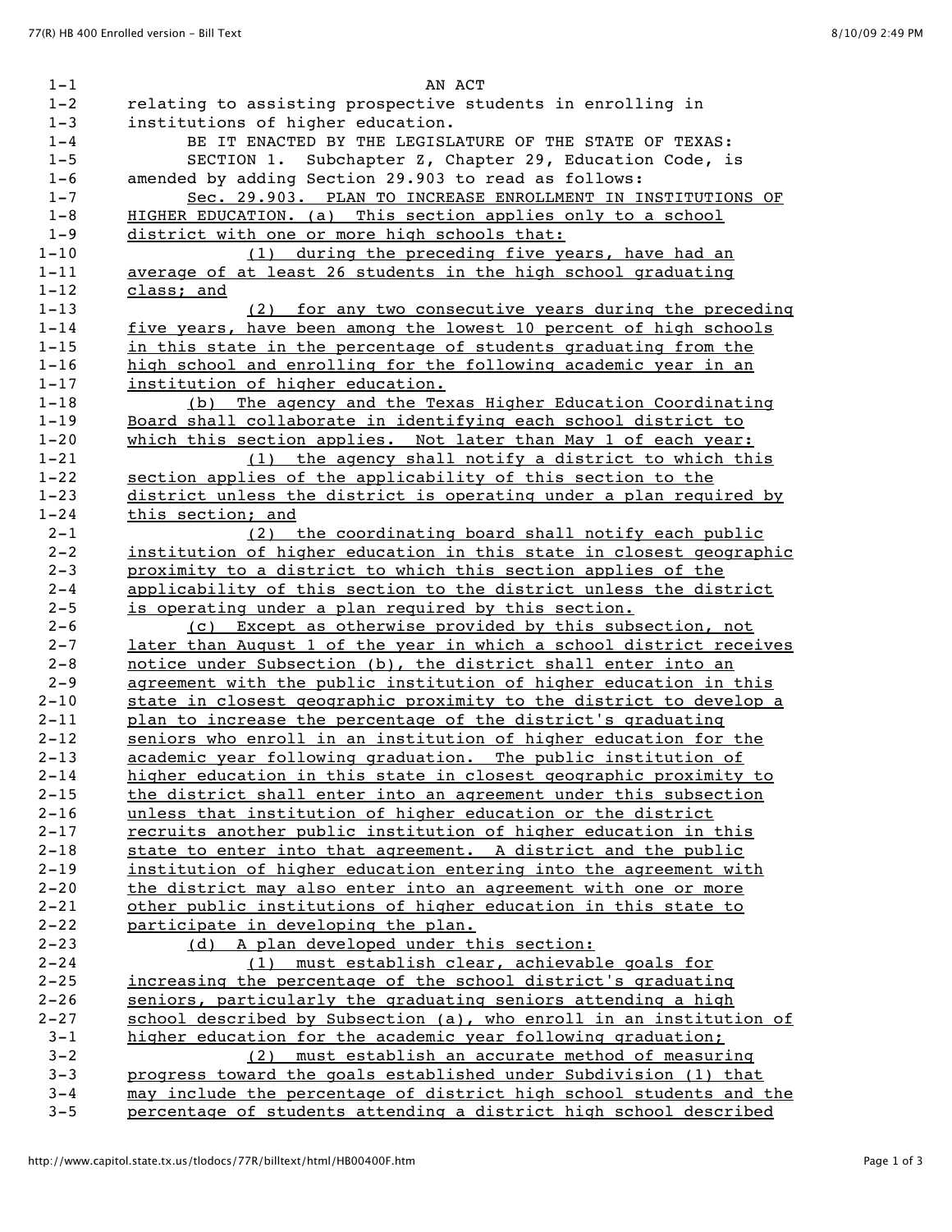AN ACT

relating to assisting prospective students in enrolling in institutions of higher education.

BE IT ENACTED BY THE LEGISLATURE OF THE STATE OF TEXAS:

SECTION 1. Subchapter Z, Chapter 29, Education Code, is amended by adding Section 29.903 to read as follows:

Sec. 29.903. PLAN TO INCREASE ENROLLMENT IN INSTITUTIONS OF HIGHER EDUCATION. (a) This section applies only to a school district with one or more high schools that:

(1) during the preceding five years, have had an average of at least 26 students in the high school graduating class; and

(2) for any two consecutive years during the preceding five years, have been among the lowest 10 percent of high schools in this state in the percentage of students graduating from the high school and enrolling for the following academic year in an institution of higher education.

(b) The agency and the Texas Higher Education Coordinating Board shall collaborate in identifying each school district to which this section applies. Not later than May 1 of each year:

(1) the agency shall notify a district to which this section applies of the applicability of this section to the district unless the district is operating under a plan required by this section; and

(2) the coordinating board shall notify each public institution of higher education in this state in closest geographic proximity to a district to which this section applies of the applicability of this section to the district unless the district is operating under a plan required by this section.

(c) Except as otherwise provided by this subsection, not later than August 1 of the year in which a school district receives notice under Subsection (b), the district shall enter into an agreement with the public institution of higher education in this state in closest geographic proximity to the district to develop a plan to increase the percentage of the district's graduating seniors who enroll in an institution of higher education for the academic year following graduation. The public institution of higher education in this state in closest geographic proximity to the district shall enter into an agreement under this subsection unless that institution of higher education or the district recruits another public institution of higher education in this state to enter into that agreement. A district and the public institution of higher education entering into the agreement with the district may also enter into an agreement with one or more other public institutions of higher education in this state to participate in developing the plan.

(d) A plan developed under this section:

(1) must establish clear, achievable goals for increasing the percentage of the school district's graduating seniors, particularly the graduating seniors attending a high school described by Subsection (a), who enroll in an institution of higher education for the academic year following graduation;

(2) must establish an accurate method of measuring progress toward the goals established under Subdivision (1) that may include the percentage of district high school students and the percentage of students attending a district high school described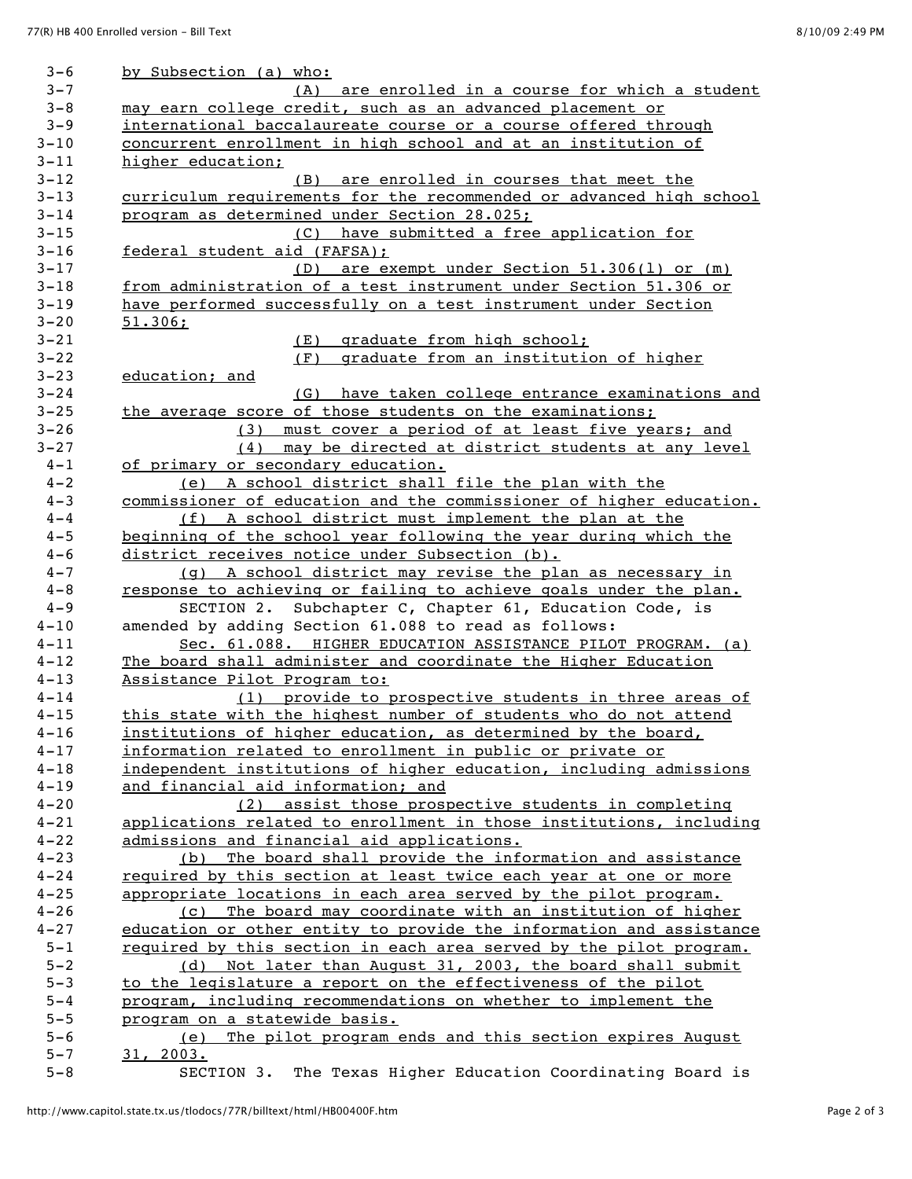by Subsection (a) who:

(A) are enrolled in a course for which a student may earn college credit, such as an advanced placement or international baccalaureate course or a course offered through concurrent enrollment in high school and at an institution of higher education;

(B) are enrolled in courses that meet the curriculum requirements for the recommended or advanced high school program as determined under Section 28.025;

(C) have submitted a free application for federal student aid (FAFSA);

(D) are exempt under Section 51.306(l) or (m) from administration of a test instrument under Section 51.306 or have performed successfully on a test instrument under Section 51.306;

(E) graduate from high school;

(F) graduate from an institution of higher education; and

(G) have taken college entrance examinations and the average score of those students on the examinations;

(3) must cover a period of at least five years; and

(4) may be directed at district students at any level of primary or secondary education.

(e) A school district shall file the plan with the commissioner of education and the commissioner of higher education.

(f) A school district must implement the plan at the beginning of the school year following the year during which the district receives notice under Subsection (b).

(g) A school district may revise the plan as necessary in response to achieving or failing to achieve goals under the plan.

SECTION 2. Subchapter C, Chapter 61, Education Code, is amended by adding Section 61.088 to read as follows:

Sec. 61.088. HIGHER EDUCATION ASSISTANCE PILOT PROGRAM. (a) The board shall administer and coordinate the Higher Education Assistance Pilot Program to:

(1) provide to prospective students in three areas of this state with the highest number of students who do not attend institutions of higher education, as determined by the board, information related to enrollment in public or private or independent institutions of higher education, including admissions and financial aid information; and

(2) assist those prospective students in completing applications related to enrollment in those institutions, including admissions and financial aid applications.

(b) The board shall provide the information and assistance required by this section at least twice each year at one or more appropriate locations in each area served by the pilot program.

(c) The board may coordinate with an institution of higher education or other entity to provide the information and assistance required by this section in each area served by the pilot program.

(d) Not later than August 31, 2003, the board shall submit to the legislature a report on the effectiveness of the pilot program, including recommendations on whether to implement the program on a statewide basis.

(e) The pilot program ends and this section expires August 31, 2003.

SECTION 3. The Texas Higher Education Coordinating Board is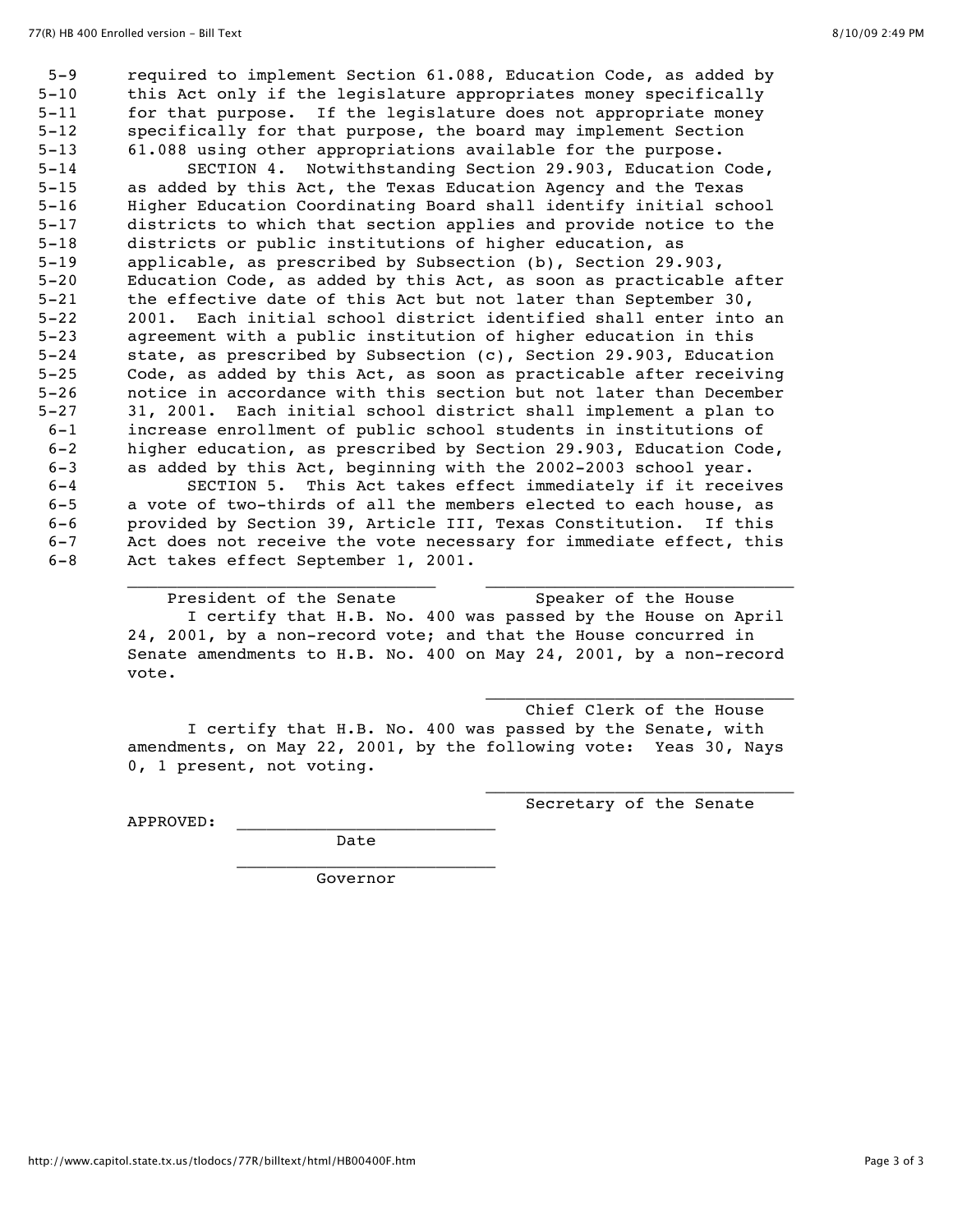5-9 required to implement Section 61.088, Education Code, as added by
5-10 this Act only if the legislature appropriates money specifically
5-11 for that purpose. If the legislature does not appropriate money
5-12 specifically for that purpose, the board may implement Section
5-13 61.088 using other appropriations available for the purpose.

5-14 SECTION 4. Notwithstanding Section 29.903, Education Code,
5-15 as added by this Act, the Texas Education Agency and the Texas
5-16 Higher Education Coordinating Board shall identify initial school
5-17 districts to which that section applies and provide notice to the
5-18 districts or public institutions of higher education, as
5-19 applicable, as prescribed by Subsection (b), Section 29.903,
5-20 Education Code, as added by this Act, as soon as practicable after
5-21 the effective date of this Act but not later than September 30,
5-22 2001. Each initial school district identified shall enter into an
5-23 agreement with a public institution of higher education in this
5-24 state, as prescribed by Subsection (c), Section 29.903, Education
5-25 Code, as added by this Act, as soon as practicable after receiving
5-26 notice in accordance with this section but not later than December
5-27 31, 2001. Each initial school district shall implement a plan to
6-1 increase enrollment of public school students in institutions of
6-2 higher education, as prescribed by Section 29.903, Education Code,
6-3 as added by this Act, beginning with the 2002-2003 school year.

6-4 SECTION 5. This Act takes effect immediately if it receives
6-5 a vote of two-thirds of all the members elected to each house, as
6-6 provided by Section 39, Article III, Texas Constitution. If this
6-7 Act does not receive the vote necessary for immediate effect, this
6-8 Act takes effect September 1, 2001.

______________________________ ______________________________
President of the Senate Speaker of the House

I certify that H.B. No. 400 was passed by the House on April 24, 2001, by a non-record vote; and that the House concurred in Senate amendments to H.B. No. 400 on May 24, 2001, by a non-record vote.

______________________________
Chief Clerk of the House

I certify that H.B. No. 400 was passed by the Senate, with amendments, on May 22, 2001, by the following vote: Yeas 30, Nays 0, 1 present, not voting.

______________________________
Secretary of the Senate

APPROVED: __________________________
Date

__________________________
Governor